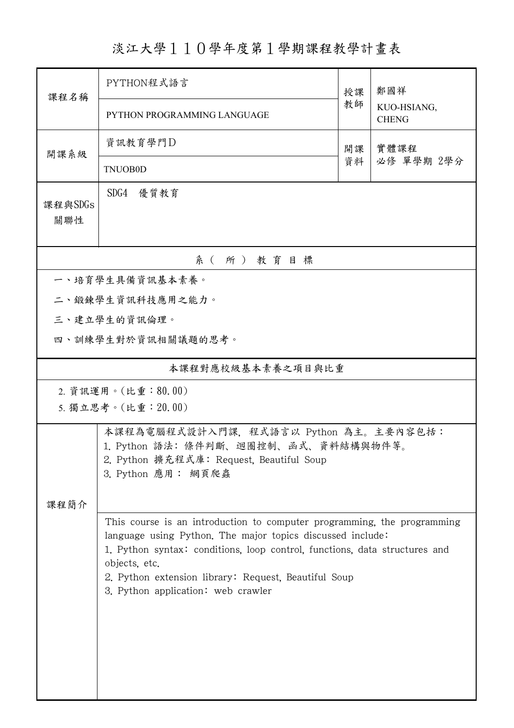# 淡江大學１１０學年度第１學期課程教學計畫表

| | | | |
|---|---|---|---|
| 課程名稱 | PYTHON程式語言<br>PYTHON PROGRAMMING LANGUAGE | 授課教師 | 鄭國祥<br>KUO-HSIANG, CHENG |
| 開課系級 | 資訊教育學門D<br>TNUOB0D | 開課資料 | 實體課程<br>必修 單學期 2學分 |
| 課程與SDGs關聯性 | SDG4　優質教育 | | |

## 系（所）教育目標

一、培育學生具備資訊基本素養。

二、鍛鍊學生資訊科技應用之能力。

三、建立學生的資訊倫理。

四、訓練學生對於資訊相關議題的思考。

## 本課程對應校級基本素養之項目與比重

2. 資訊運用。(比重：80.00)

5. 獨立思考。(比重：20.00)

## 課程簡介

本課程為電腦程式設計入門課, 程式語言以 Python 為主。主要內容包括：
1. Python 語法：條件判斷、迴圈控制、函式、資料結構與物件等。
2. Python 擴充程式庫：Request, Beautiful Soup
3. Python 應用： 網頁爬蟲

This course is an introduction to computer programming, the programming language using Python. The major topics discussed include:
1. Python syntax: conditions, loop control, functions, data structures and objects, etc.
2. Python extension library: Request, Beautiful Soup
3. Python application: web crawler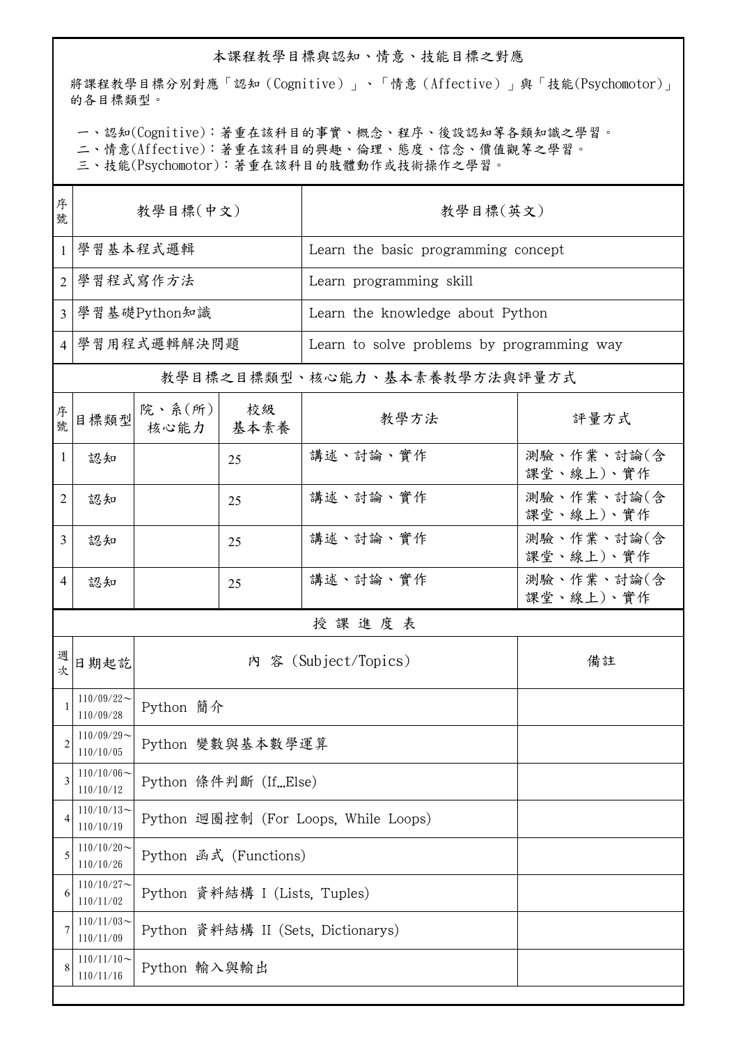## 本課程教學目標與認知、情意、技能目標之對應

將課程教學目標分別對應「認知（Cognitive）」、「情意（Affective）」與「技能(Psychomotor)」的各目標類型。

一、認知(Cognitive)：著重在該科目的事實、概念、程序、後設認知等各類知識之學習。
二、情意(Affective)：著重在該科目的興趣、倫理、態度、信念、價值觀等之學習。
三、技能(Psychomotor)：著重在該科目的肢體動作或技術操作之學習。

| 序號 | 教學目標(中文) | 教學目標(英文) |
|---|---|---|
| 1 | 學習基本程式邏輯 | Learn the basic programming concept |
| 2 | 學習程式寫作方法 | Learn programming skill |
| 3 | 學習基礎Python知識 | Learn the knowledge about Python |
| 4 | 學習用程式邏輯解決問題 | Learn to solve problems by programming way |

## 教學目標之目標類型、核心能力、基本素養教學方法與評量方式

| 序號 | 目標類型 | 院、系(所)核心能力 | 校級基本素養 | 教學方法 | 評量方式 |
|---|---|---|---|---|---|
| 1 | 認知 | | 25 | 講述、討論、實作 | 測驗、作業、討論(含課堂、線上)、實作 |
| 2 | 認知 | | 25 | 講述、討論、實作 | 測驗、作業、討論(含課堂、線上)、實作 |
| 3 | 認知 | | 25 | 講述、討論、實作 | 測驗、作業、討論(含課堂、線上)、實作 |
| 4 | 認知 | | 25 | 講述、討論、實作 | 測驗、作業、討論(含課堂、線上)、實作 |

## 授 課 進 度 表

| 週次 | 日期起訖 | 內 容 (Subject/Topics) | 備註 |
|---|---|---|---|
| 1 | 110/09/22～110/09/28 | Python 簡介 | |
| 2 | 110/09/29～110/10/05 | Python 變數與基本數學運算 | |
| 3 | 110/10/06～110/10/12 | Python 條件判斷 (If...Else) | |
| 4 | 110/10/13～110/10/19 | Python 迴圈控制 (For Loops, While Loops) | |
| 5 | 110/10/20～110/10/26 | Python 函式 (Functions) | |
| 6 | 110/10/27～110/11/02 | Python 資料結構 I (Lists, Tuples) | |
| 7 | 110/11/03～110/11/09 | Python 資料結構 II (Sets, Dictionarys) | |
| 8 | 110/11/10～110/11/16 | Python 輸入與輸出 | |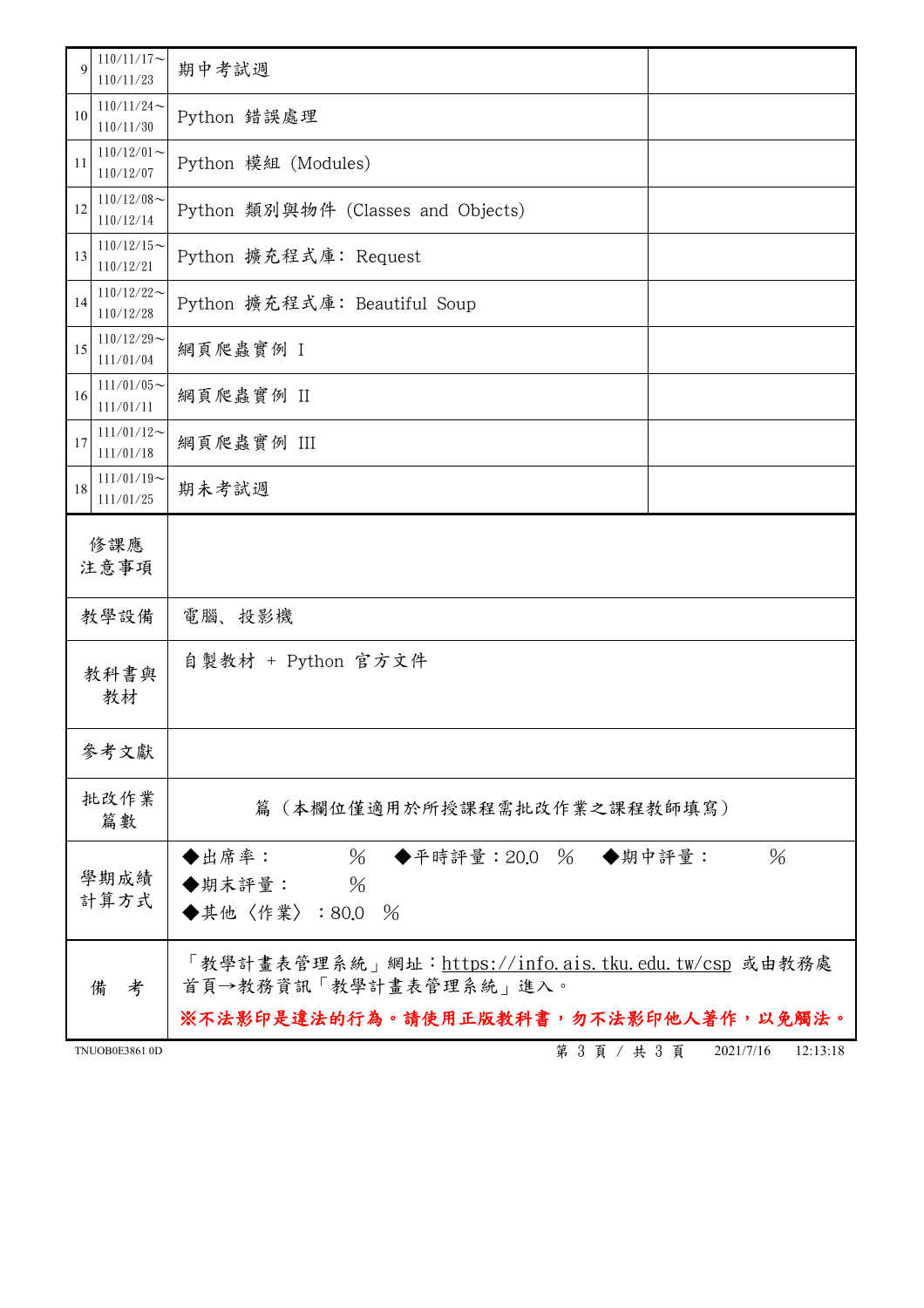| | | | |
|---|---|---|---|
| 9 | 110/11/17～<br>110/11/23 | 期中考試週 | |
| 10 | 110/11/24～<br>110/11/30 | Python 錯誤處理 | |
| 11 | 110/12/01～<br>110/12/07 | Python 模組 (Modules) | |
| 12 | 110/12/08～<br>110/12/14 | Python 類別與物件 (Classes and Objects) | |
| 13 | 110/12/15～<br>110/12/21 | Python 擴充程式庫: Request | |
| 14 | 110/12/22～<br>110/12/28 | Python 擴充程式庫: Beautiful Soup | |
| 15 | 110/12/29～<br>111/01/04 | 網頁爬蟲實例 I | |
| 16 | 111/01/05～<br>111/01/11 | 網頁爬蟲實例 II | |
| 17 | 111/01/12～<br>111/01/18 | 網頁爬蟲實例 III | |
| 18 | 111/01/19～<br>111/01/25 | 期末考試週 | |

| | |
|---|---|
| 修課應注意事項 | |
| 教學設備 | 電腦、投影機 |
| 教科書與教材 | 自製教材 + Python 官方文件 |
| 參考文獻 | |
| 批改作業篇數 | 篇（本欄位僅適用於所授課程需批改作業之課程教師填寫） |
| 學期成績計算方式 | ◆出席率： ％ ◆平時評量：20.0 ％ ◆期中評量： ％<br>◆期末評量： ％<br>◆其他〈作業〉：80.0 ％ |
| 備　考 | 「教學計畫表管理系統」網址：https://info.ais.tku.edu.tw/csp 或由教務處首頁→教務資訊「教學計畫表管理系統」進入。<br>**※不法影印是違法的行為。請使用正版教科書，勿不法影印他人著作，以免觸法。** |

TNUOB0E3861 0D　　2021/7/16　12:13:18